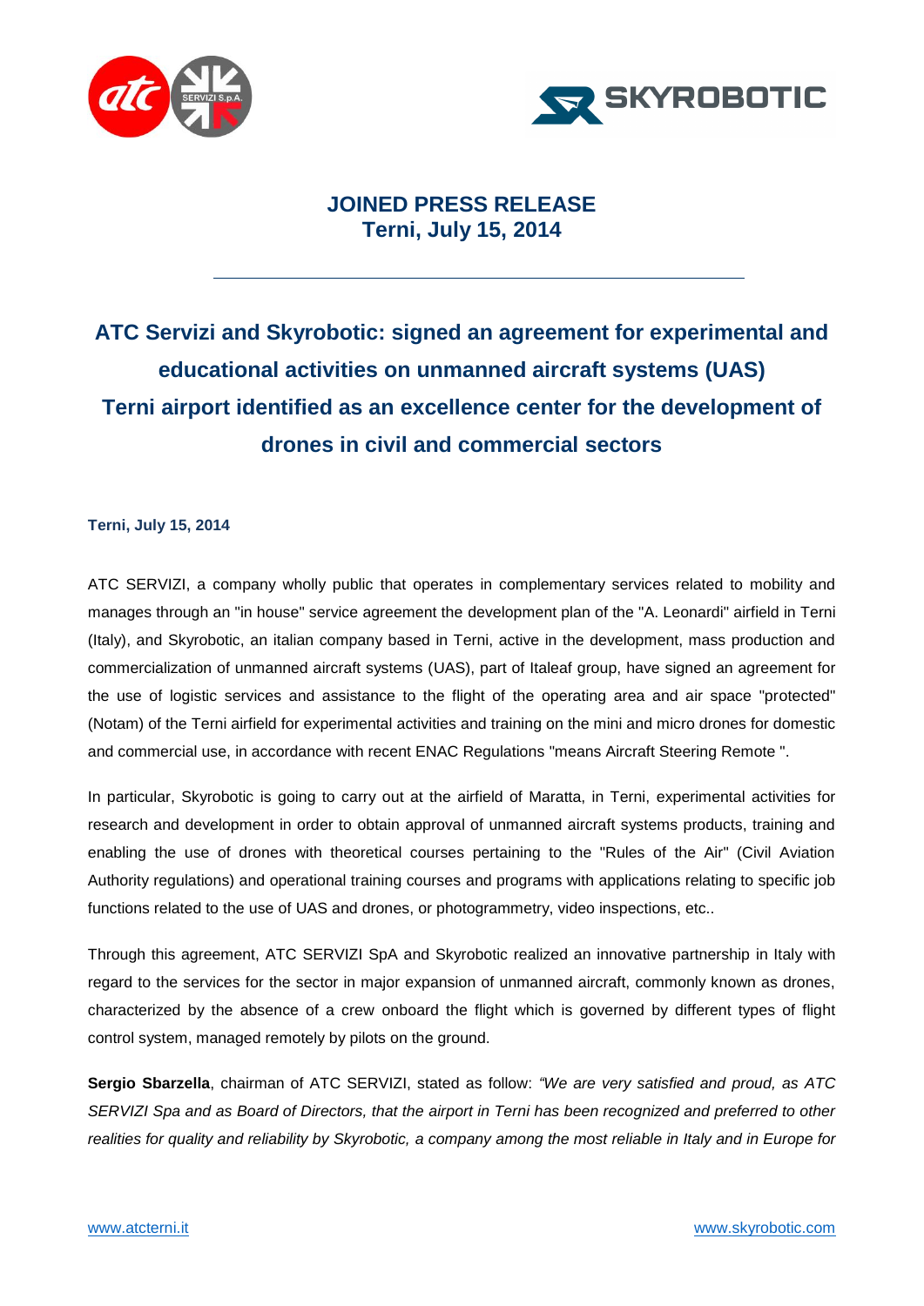# JOINED PRESS RELEASE
## Terni, July 15, 2014

---

## ATC Servizi and Skyrobotic: signed an agreement for experimental and educational activities on unmanned aircraft systems (UAS) Terni airport identified as an excellence center for the development of drones in civil and commercial sectors

**Terni, July 15, 2014**

ATC SERVIZI, a company wholly public that operates in complementary services related to mobility and manages through an "in house" service agreement the development plan of the "A. Leonardi" airfield in Terni (Italy), and Skyrobotic, an italian company based in Terni, active in the development, mass production and commercialization of unmanned aircraft systems (UAS), part of Italeaf group, have signed an agreement for the use of logistic services and assistance to the flight of the operating area and air space "protected" (Notam) of the Terni airfield for experimental activities and training on the mini and micro drones for domestic and commercial use, in accordance with recent ENAC Regulations "means Aircraft Steering Remote ".

In particular, Skyrobotic is going to carry out at the airfield of Maratta, in Terni, experimental activities for research and development in order to obtain approval of unmanned aircraft systems products, training and enabling the use of drones with theoretical courses pertaining to the "Rules of the Air" (Civil Aviation Authority regulations) and operational training courses and programs with applications relating to specific job functions related to the use of UAS and drones, or photogrammetry, video inspections, etc..

Through this agreement, ATC SERVIZI SpA and Skyrobotic realized an innovative partnership in Italy with regard to the services for the sector in major expansion of unmanned aircraft, commonly known as drones, characterized by the absence of a crew onboard the flight which is governed by different types of flight control system, managed remotely by pilots on the ground.

**Sergio Sbarzella**, chairman of ATC SERVIZI, stated as follow: *"We are very satisfied and proud, as ATC SERVIZI Spa and as Board of Directors, that the airport in Terni has been recognized and preferred to other realities for quality and reliability by Skyrobotic, a company among the most reliable in Italy and in Europe for*

www.atcterni.it www.skyrobotic.com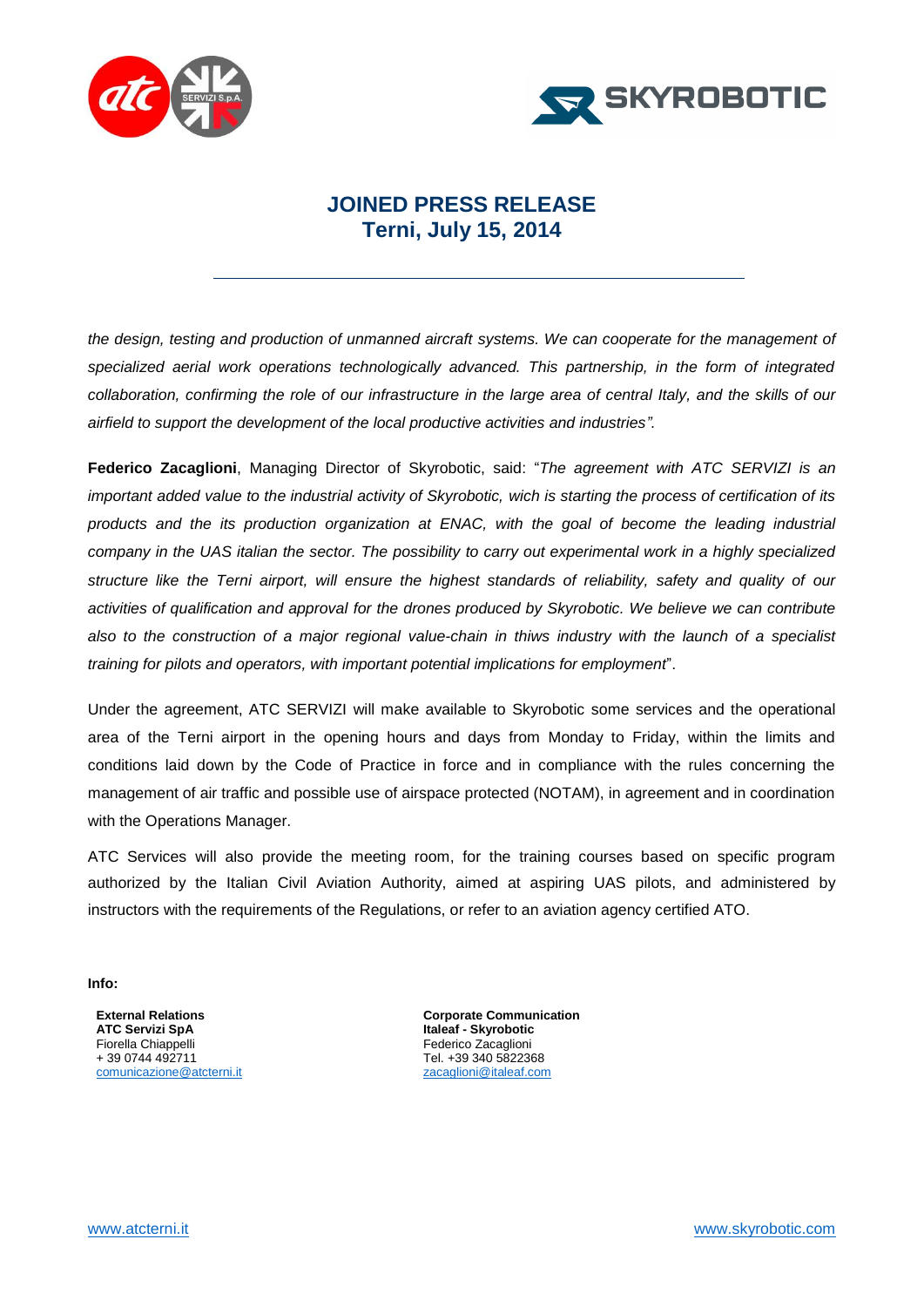# JOINED PRESS RELEASE
## Terni, July 15, 2014

*the design, testing and production of unmanned aircraft systems. We can cooperate for the management of specialized aerial work operations technologically advanced. This partnership, in the form of integrated collaboration, confirming the role of our infrastructure in the large area of central Italy, and the skills of our airfield to support the development of the local productive activities and industries".*

**Federico Zacaglioni**, Managing Director of Skyrobotic, said: "*The agreement with ATC SERVIZI is an important added value to the industrial activity of Skyrobotic, wich is starting the process of certification of its products and the its production organization at ENAC, with the goal of become the leading industrial company in the UAS italian the sector. The possibility to carry out experimental work in a highly specialized structure like the Terni airport, will ensure the highest standards of reliability, safety and quality of our activities of qualification and approval for the drones produced by Skyrobotic. We believe we can contribute also to the construction of a major regional value-chain in thiws industry with the launch of a specialist training for pilots and operators, with important potential implications for employment*".

Under the agreement, ATC SERVIZI will make available to Skyrobotic some services and the operational area of the Terni airport in the opening hours and days from Monday to Friday, within the limits and conditions laid down by the Code of Practice in force and in compliance with the rules concerning the management of air traffic and possible use of airspace protected (NOTAM), in agreement and in coordination with the Operations Manager.

ATC Services will also provide the meeting room, for the training courses based on specific program authorized by the Italian Civil Aviation Authority, aimed at aspiring UAS pilots, and administered by instructors with the requirements of the Regulations, or refer to an aviation agency certified ATO.

**Info:**

**External Relations**
**ATC Servizi SpA**
Fiorella Chiappelli
+ 39 0744 492711
comunicazione@atcterni.it

**Corporate Communication**
**Italeaf - Skyrobotic**
Federico Zacaglioni
Tel. +39 340 5822368
zacaglioni@italeaf.com

www.atcterni.it www.skyrobotic.com